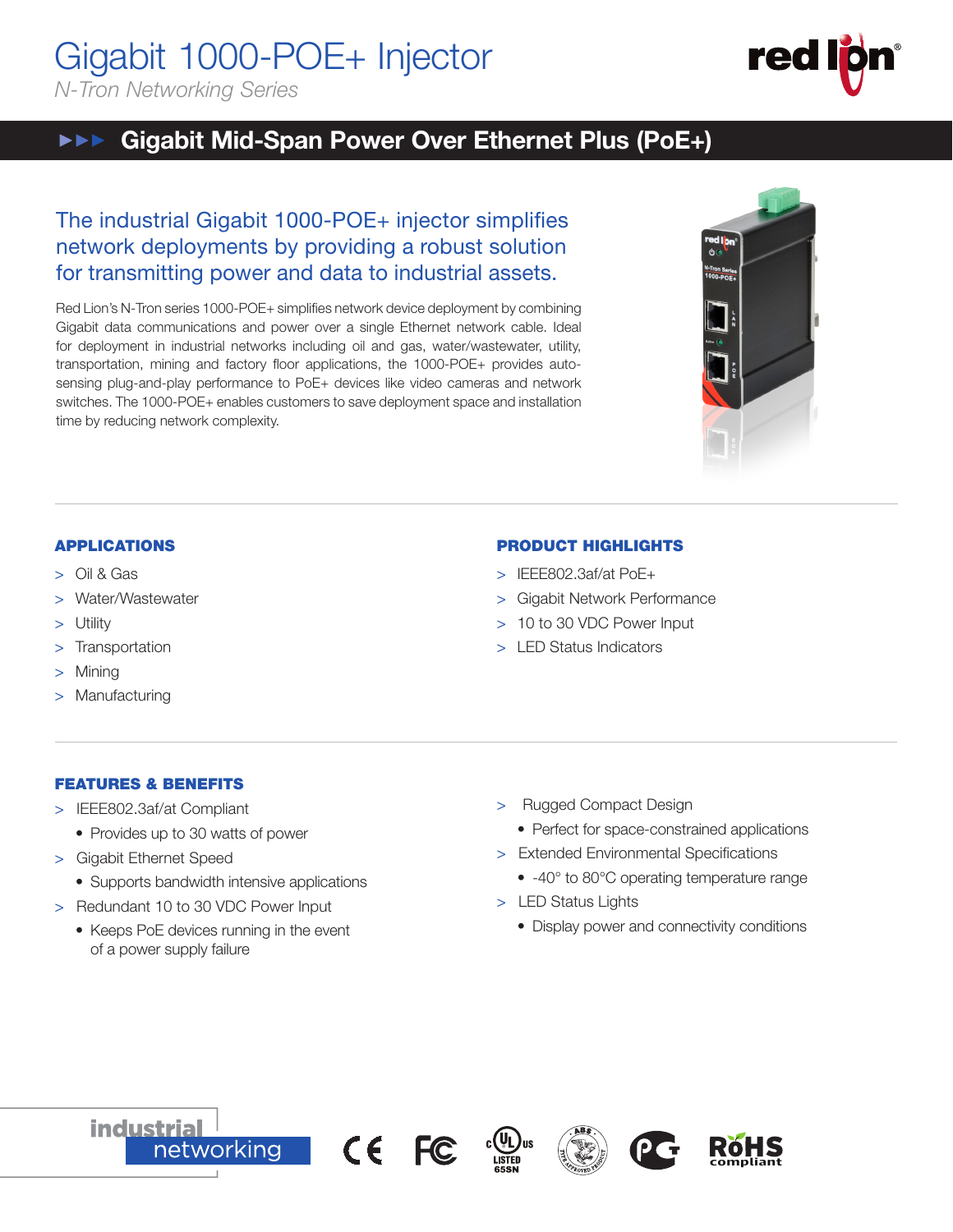# Gigabit 1000-POE+ Injector

*N-Tron Networking Series*

## Gigabit Mid-Span Power Over Ethernet Plus (PoE+)

### The industrial Gigabit 1000-POE+ injector simplifies network deployments by providing a robust solution for transmitting power and data to industrial assets.

Red Lion's N-Tron series 1000-POE+ simplifies network device deployment by combining Gigabit data communications and power over a single Ethernet network cable. Ideal for deployment in industrial networks including oil and gas, water/wastewater, utility, transportation, mining and factory floor applications, the 1000-POE+ provides auto-sensing plug-and-play performance to PoE+ devices like video cameras and network switches. The 1000-POE+ enables customers to save deployment space and installation time by reducing network complexity.

### APPLICATIONS

- Oil & Gas
- Water/Wastewater
- Utility
- Transportation
- Mining
- Manufacturing

### PRODUCT HIGHLIGHTS

- IEEE802.3af/at PoE+
- Gigabit Network Performance
- 10 to 30 VDC Power Input
- LED Status Indicators

### FEATURES & BENEFITS

- IEEE802.3af/at Compliant
  - Provides up to 30 watts of power
- Gigabit Ethernet Speed
  - Supports bandwidth intensive applications
- Redundant 10 to 30 VDC Power Input
  - Keeps PoE devices running in the event of a power supply failure
- Rugged Compact Design
  - Perfect for space-constrained applications
- Extended Environmental Specifications
  - -40° to 80°C operating temperature range
- LED Status Lights
  - Display power and connectivity conditions

industrial networking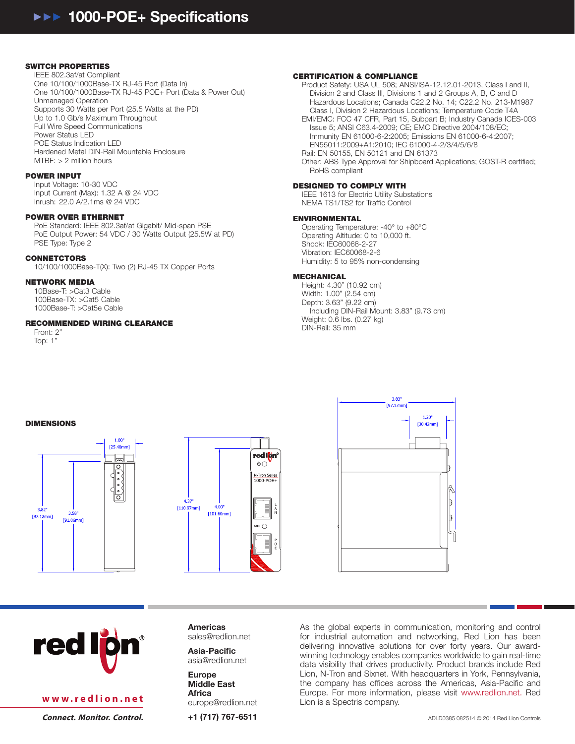# 1000-POE+ Specifications

### SWITCH PROPERTIES

IEEE 802.3af/at Compliant
One 10/100/1000Base-TX RJ-45 Port (Data In)
One 10/100/1000Base-TX RJ-45 POE+ Port (Data & Power Out)
Unmanaged Operation
Supports 30 Watts per Port (25.5 Watts at the PD)
Up to 1.0 Gb/s Maximum Throughput
Full Wire Speed Communications
Power Status LED
POE Status Indication LED
Hardened Metal DIN-Rail Mountable Enclosure
MTBF: > 2 million hours

### POWER INPUT

Input Voltage: 10-30 VDC
Input Current (Max): 1.32 A @ 24 VDC
Inrush: 22.0 A/2.1ms @ 24 VDC

### POWER OVER ETHERNET

PoE Standard: IEEE 802.3af/at Gigabit/ Mid-span PSE
PoE Output Power: 54 VDC / 30 Watts Output (25.5W at PD)
PSE Type: Type 2

### CONNETCTORS

10/100/1000Base-T(X): Two (2) RJ-45 TX Copper Ports

### NETWORK MEDIA

10Base-T: >Cat3 Cable
100Base-TX: >Cat5 Cable
1000Base-T: >Cat5e Cable

### RECOMMENDED WIRING CLEARANCE

Front: 2"
Top: 1"

### CERTIFICATION & COMPLIANCE

Product Safety: USA UL 508; ANSI/ISA-12.12.01-2013, Class I and II, Division 2 and Class III, Divisions 1 and 2 Groups A, B, C and D Hazardous Locations; Canada C22.2 No. 14; C22.2 No. 213-M1987 Class I, Division 2 Hazardous Locations; Temperature Code T4A
EMI/EMC: FCC 47 CFR, Part 15, Subpart B; Industry Canada ICES-003 Issue 5; ANSI C63.4-2009; CE; EMC Directive 2004/108/EC; Immunity EN 61000-6-2:2005; Emissions EN 61000-6-4:2007; EN55011:2009+A1:2010; IEC 61000-4-2/3/4/5/6/8
Rail: EN 50155, EN 50121 and EN 61373
Other: ABS Type Approval for Shipboard Applications; GOST-R certified; RoHS compliant

### DESIGNED TO COMPLY WITH

IEEE 1613 for Electric Utility Substations
NEMA TS1/TS2 for Traffic Control

### ENVIRONMENTAL

Operating Temperature: -40° to +80°C
Operating Altitude: 0 to 10,000 ft.
Shock: IEC60068-2-27
Vibration: IEC60068-2-6
Humidity: 5 to 95% non-condensing

### MECHANICAL

Height: 4.30" (10.92 cm)
Width: 1.00" (2.54 cm)
Depth: 3.63" (9.22 cm)
Including DIN-Rail Mount: 3.83" (9.73 cm)
Weight: 0.6 lbs. (0.27 kg)
DIN-Rail: 35 mm

### DIMENSIONS

1.00" [25.40mm]
3.82" [97.12mm]
3.58" [91.06mm]
4.37" [110.97mm]
4.00" [101.60mm]
3.83" [97.17mm]
1.20" [30.42mm]

---

red lion
www.redlion.net
*Connect. Monitor. Control.*

**Americas**
sales@redlion.net

**Asia-Pacific**
asia@redlion.net

**Europe Middle East Africa**
europe@redlion.net

**+1 (717) 767-6511**

As the global experts in communication, monitoring and control for industrial automation and networking, Red Lion has been delivering innovative solutions for over forty years. Our award-winning technology enables companies worldwide to gain real-time data visibility that drives productivity. Product brands include Red Lion, N-Tron and Sixnet. With headquarters in York, Pennsylvania, the company has offices across the Americas, Asia-Pacific and Europe. For more information, please visit www.redlion.net. Red Lion is a Spectris company.

ADLD0385 082514 © 2014 Red Lion Controls